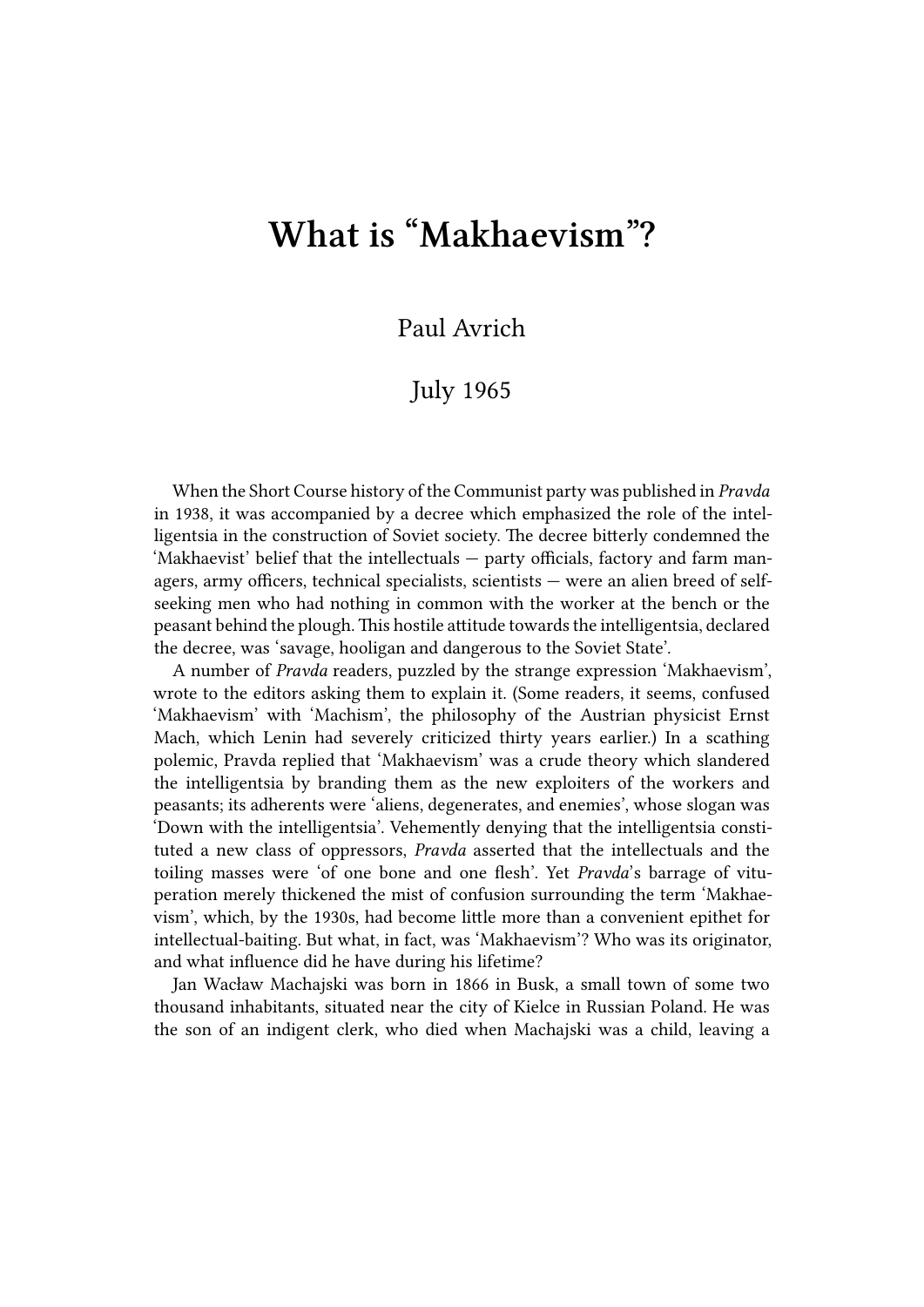# What is "Makhaevism"?

Paul Avrich

July 1965

When the Short Course history of the Communist party was published in *Pravda* in 1938, it was accompanied by a decree which emphasized the role of the intelligentsia in the construction of Soviet society. The decree bitterly condemned the 'Makhaevist' belief that the intellectuals — party officials, factory and farm managers, army officers, technical specialists, scientists — were an alien breed of self-seeking men who had nothing in common with the worker at the bench or the peasant behind the plough. This hostile attitude towards the intelligentsia, declared the decree, was 'savage, hooligan and dangerous to the Soviet State'.

A number of *Pravda* readers, puzzled by the strange expression 'Makhaevism', wrote to the editors asking them to explain it. (Some readers, it seems, confused 'Makhaevism' with 'Machism', the philosophy of the Austrian physicist Ernst Mach, which Lenin had severely criticized thirty years earlier.) In a scathing polemic, Pravda replied that 'Makhaevism' was a crude theory which slandered the intelligentsia by branding them as the new exploiters of the workers and peasants; its adherents were 'aliens, degenerates, and enemies', whose slogan was 'Down with the intelligentsia'. Vehemently denying that the intelligentsia constituted a new class of oppressors, *Pravda* asserted that the intellectuals and the toiling masses were 'of one bone and one flesh'. Yet *Pravda*'s barrage of vituperation merely thickened the mist of confusion surrounding the term 'Makhaevism', which, by the 1930s, had become little more than a convenient epithet for intellectual-baiting. But what, in fact, was 'Makhaevism'? Who was its originator, and what influence did he have during his lifetime?

Jan Wacław Machajski was born in 1866 in Busk, a small town of some two thousand inhabitants, situated near the city of Kielce in Russian Poland. He was the son of an indigent clerk, who died when Machajski was a child, leaving a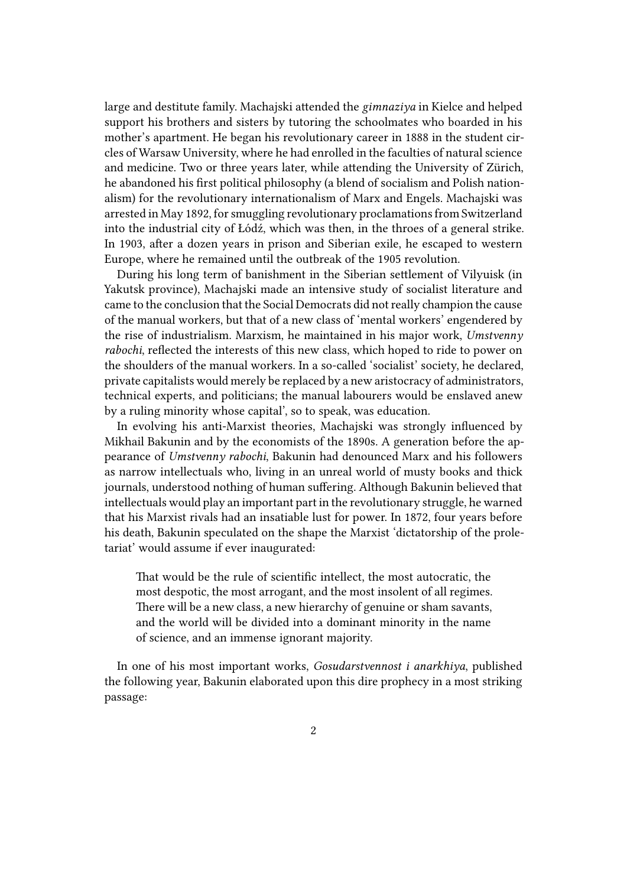large and destitute family. Machajski attended the *gimnaziya* in Kielce and helped support his brothers and sisters by tutoring the schoolmates who boarded in his mother's apartment. He began his revolutionary career in 1888 in the student circles of Warsaw University, where he had enrolled in the faculties of natural science and medicine. Two or three years later, while attending the University of Zürich, he abandoned his first political philosophy (a blend of socialism and Polish nationalism) for the revolutionary internationalism of Marx and Engels. Machajski was arrested in May 1892, for smuggling revolutionary proclamations from Switzerland into the industrial city of Łódź, which was then, in the throes of a general strike. In 1903, after a dozen years in prison and Siberian exile, he escaped to western Europe, where he remained until the outbreak of the 1905 revolution.

During his long term of banishment in the Siberian settlement of Vilyuisk (in Yakutsk province), Machajski made an intensive study of socialist literature and came to the conclusion that the Social Democrats did not really champion the cause of the manual workers, but that of a new class of 'mental workers' engendered by the rise of industrialism. Marxism, he maintained in his major work, *Umstvenny rabochi*, reflected the interests of this new class, which hoped to ride to power on the shoulders of the manual workers. In a so-called 'socialist' society, he declared, private capitalists would merely be replaced by a new aristocracy of administrators, technical experts, and politicians; the manual labourers would be enslaved anew by a ruling minority whose capital', so to speak, was education.

In evolving his anti-Marxist theories, Machajski was strongly influenced by Mikhail Bakunin and by the economists of the 1890s. A generation before the appearance of *Umstvenny rabochi*, Bakunin had denounced Marx and his followers as narrow intellectuals who, living in an unreal world of musty books and thick journals, understood nothing of human suffering. Although Bakunin believed that intellectuals would play an important part in the revolutionary struggle, he warned that his Marxist rivals had an insatiable lust for power. In 1872, four years before his death, Bakunin speculated on the shape the Marxist 'dictatorship of the proletariat' would assume if ever inaugurated:

> That would be the rule of scientific intellect, the most autocratic, the most despotic, the most arrogant, and the most insolent of all regimes. There will be a new class, a new hierarchy of genuine or sham savants, and the world will be divided into a dominant minority in the name of science, and an immense ignorant majority.

In one of his most important works, *Gosudarstvennost i anarkhiya*, published the following year, Bakunin elaborated upon this dire prophecy in a most striking passage: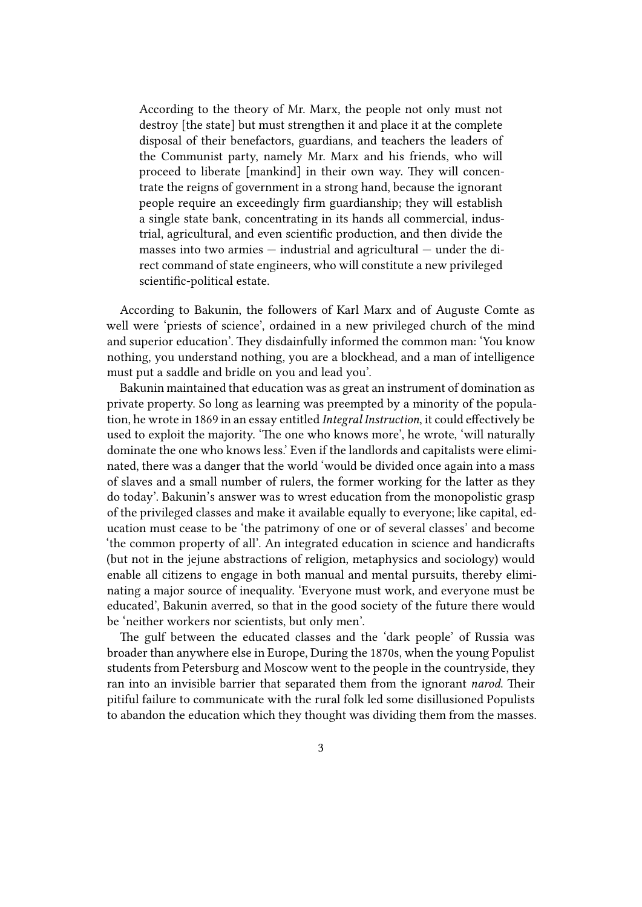> According to the theory of Mr. Marx, the people not only must not destroy [the state] but must strengthen it and place it at the complete disposal of their benefactors, guardians, and teachers the leaders of the Communist party, namely Mr. Marx and his friends, who will proceed to liberate [mankind] in their own way. They will concentrate the reigns of government in a strong hand, because the ignorant people require an exceedingly firm guardianship; they will establish a single state bank, concentrating in its hands all commercial, industrial, agricultural, and even scientific production, and then divide the masses into two armies — industrial and agricultural — under the direct command of state engineers, who will constitute a new privileged scientific-political estate.

According to Bakunin, the followers of Karl Marx and of Auguste Comte as well were 'priests of science', ordained in a new privileged church of the mind and superior education'. They disdainfully informed the common man: 'You know nothing, you understand nothing, you are a blockhead, and a man of intelligence must put a saddle and bridle on you and lead you'.

Bakunin maintained that education was as great an instrument of domination as private property. So long as learning was preempted by a minority of the population, he wrote in 1869 in an essay entitled *Integral Instruction*, it could effectively be used to exploit the majority. 'The one who knows more', he wrote, 'will naturally dominate the one who knows less.' Even if the landlords and capitalists were eliminated, there was a danger that the world 'would be divided once again into a mass of slaves and a small number of rulers, the former working for the latter as they do today'. Bakunin's answer was to wrest education from the monopolistic grasp of the privileged classes and make it available equally to everyone; like capital, education must cease to be 'the patrimony of one or of several classes' and become 'the common property of all'. An integrated education in science and handicrafts (but not in the jejune abstractions of religion, metaphysics and sociology) would enable all citizens to engage in both manual and mental pursuits, thereby eliminating a major source of inequality. 'Everyone must work, and everyone must be educated', Bakunin averred, so that in the good society of the future there would be 'neither workers nor scientists, but only men'.

The gulf between the educated classes and the 'dark people' of Russia was broader than anywhere else in Europe, During the 1870s, when the young Populist students from Petersburg and Moscow went to the people in the countryside, they ran into an invisible barrier that separated them from the ignorant *narod*. Their pitiful failure to communicate with the rural folk led some disillusioned Populists to abandon the education which they thought was dividing them from the masses.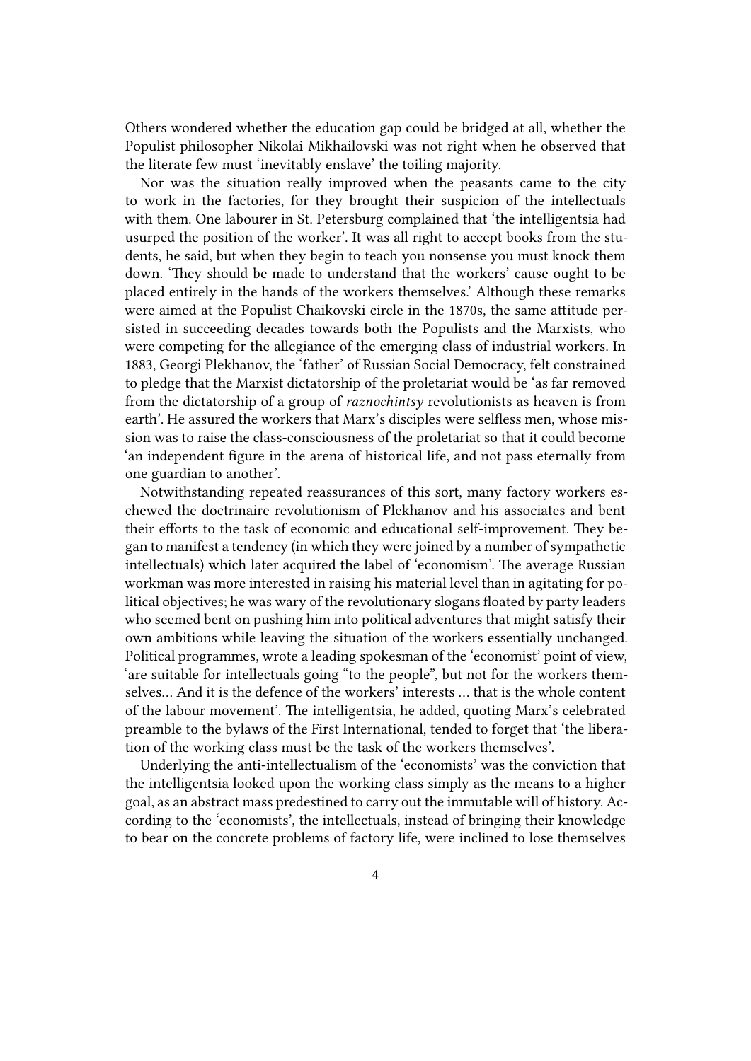Others wondered whether the education gap could be bridged at all, whether the Populist philosopher Nikolai Mikhailovski was not right when he observed that the literate few must 'inevitably enslave' the toiling majority.

Nor was the situation really improved when the peasants came to the city to work in the factories, for they brought their suspicion of the intellectuals with them. One labourer in St. Petersburg complained that 'the intelligentsia had usurped the position of the worker'. It was all right to accept books from the students, he said, but when they begin to teach you nonsense you must knock them down. 'They should be made to understand that the workers' cause ought to be placed entirely in the hands of the workers themselves.' Although these remarks were aimed at the Populist Chaikovski circle in the 1870s, the same attitude persisted in succeeding decades towards both the Populists and the Marxists, who were competing for the allegiance of the emerging class of industrial workers. In 1883, Georgi Plekhanov, the 'father' of Russian Social Democracy, felt constrained to pledge that the Marxist dictatorship of the proletariat would be 'as far removed from the dictatorship of a group of *raznochintsy* revolutionists as heaven is from earth'. He assured the workers that Marx's disciples were selfless men, whose mission was to raise the class-consciousness of the proletariat so that it could become 'an independent figure in the arena of historical life, and not pass eternally from one guardian to another'.

Notwithstanding repeated reassurances of this sort, many factory workers eschewed the doctrinaire revolutionism of Plekhanov and his associates and bent their efforts to the task of economic and educational self-improvement. They began to manifest a tendency (in which they were joined by a number of sympathetic intellectuals) which later acquired the label of 'economism'. The average Russian workman was more interested in raising his material level than in agitating for political objectives; he was wary of the revolutionary slogans floated by party leaders who seemed bent on pushing him into political adventures that might satisfy their own ambitions while leaving the situation of the workers essentially unchanged. Political programmes, wrote a leading spokesman of the 'economist' point of view, 'are suitable for intellectuals going "to the people", but not for the workers themselves… And it is the defence of the workers' interests … that is the whole content of the labour movement'. The intelligentsia, he added, quoting Marx's celebrated preamble to the bylaws of the First International, tended to forget that 'the liberation of the working class must be the task of the workers themselves'.

Underlying the anti-intellectualism of the 'economists' was the conviction that the intelligentsia looked upon the working class simply as the means to a higher goal, as an abstract mass predestined to carry out the immutable will of history. According to the 'economists', the intellectuals, instead of bringing their knowledge to bear on the concrete problems of factory life, were inclined to lose themselves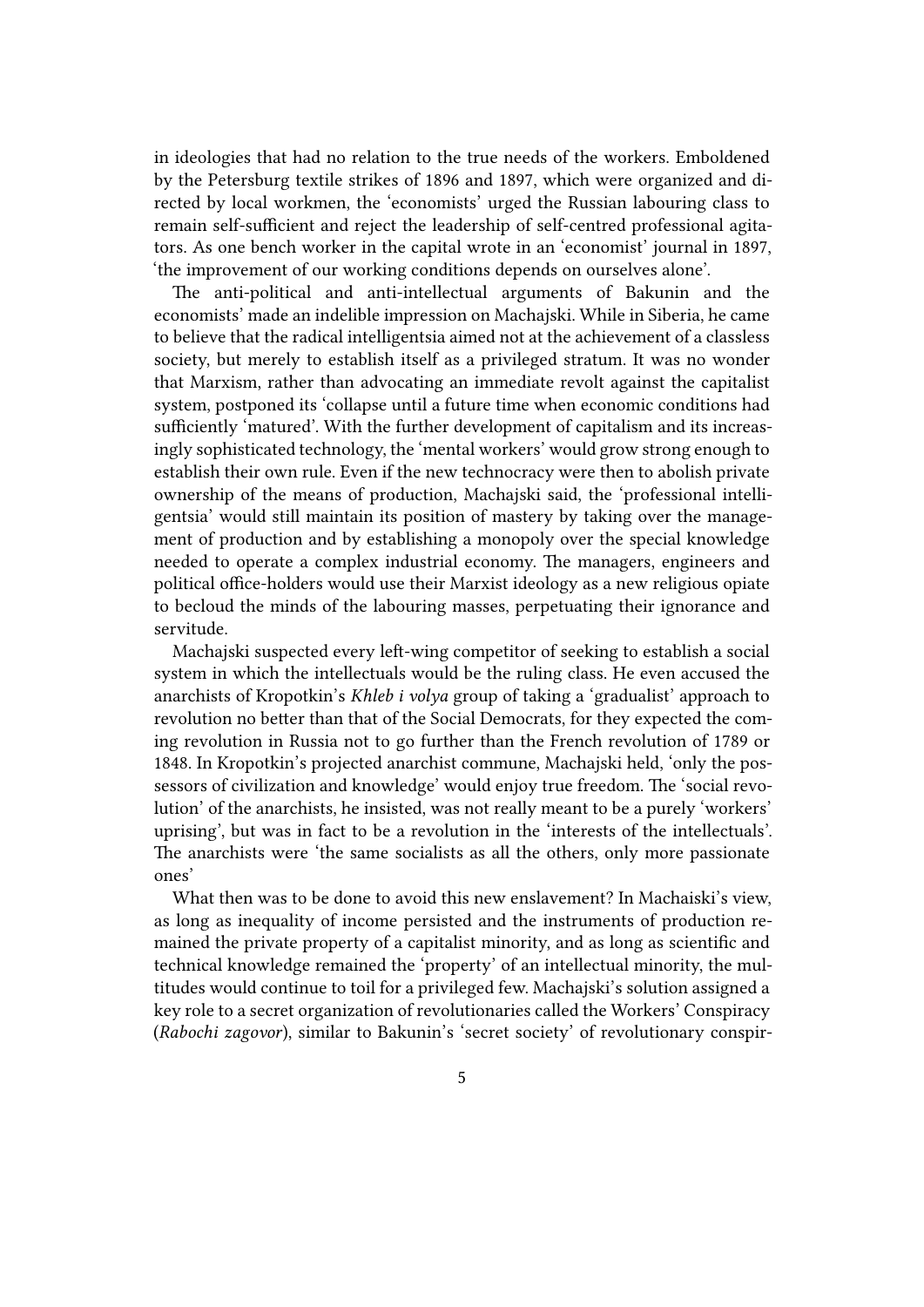in ideologies that had no relation to the true needs of the workers. Emboldened by the Petersburg textile strikes of 1896 and 1897, which were organized and directed by local workmen, the 'economists' urged the Russian labouring class to remain self-sufficient and reject the leadership of self-centred professional agitators. As one bench worker in the capital wrote in an 'economist' journal in 1897, 'the improvement of our working conditions depends on ourselves alone'.

The anti-political and anti-intellectual arguments of Bakunin and the economists' made an indelible impression on Machajski. While in Siberia, he came to believe that the radical intelligentsia aimed not at the achievement of a classless society, but merely to establish itself as a privileged stratum. It was no wonder that Marxism, rather than advocating an immediate revolt against the capitalist system, postponed its 'collapse until a future time when economic conditions had sufficiently 'matured'. With the further development of capitalism and its increasingly sophisticated technology, the 'mental workers' would grow strong enough to establish their own rule. Even if the new technocracy were then to abolish private ownership of the means of production, Machajski said, the 'professional intelligentsia' would still maintain its position of mastery by taking over the management of production and by establishing a monopoly over the special knowledge needed to operate a complex industrial economy. The managers, engineers and political office-holders would use their Marxist ideology as a new religious opiate to becloud the minds of the labouring masses, perpetuating their ignorance and servitude.

Machajski suspected every left-wing competitor of seeking to establish a social system in which the intellectuals would be the ruling class. He even accused the anarchists of Kropotkin's *Khleb i volya* group of taking a 'gradualist' approach to revolution no better than that of the Social Democrats, for they expected the coming revolution in Russia not to go further than the French revolution of 1789 or 1848. In Kropotkin's projected anarchist commune, Machajski held, 'only the possessors of civilization and knowledge' would enjoy true freedom. The 'social revolution' of the anarchists, he insisted, was not really meant to be a purely 'workers' uprising', but was in fact to be a revolution in the 'interests of the intellectuals'. The anarchists were 'the same socialists as all the others, only more passionate ones'

What then was to be done to avoid this new enslavement? In Machaiski's view, as long as inequality of income persisted and the instruments of production remained the private property of a capitalist minority, and as long as scientific and technical knowledge remained the 'property' of an intellectual minority, the multitudes would continue to toil for a privileged few. Machajski's solution assigned a key role to a secret organization of revolutionaries called the Workers' Conspiracy (*Rabochi zagovor*), similar to Bakunin's 'secret society' of revolutionary conspir-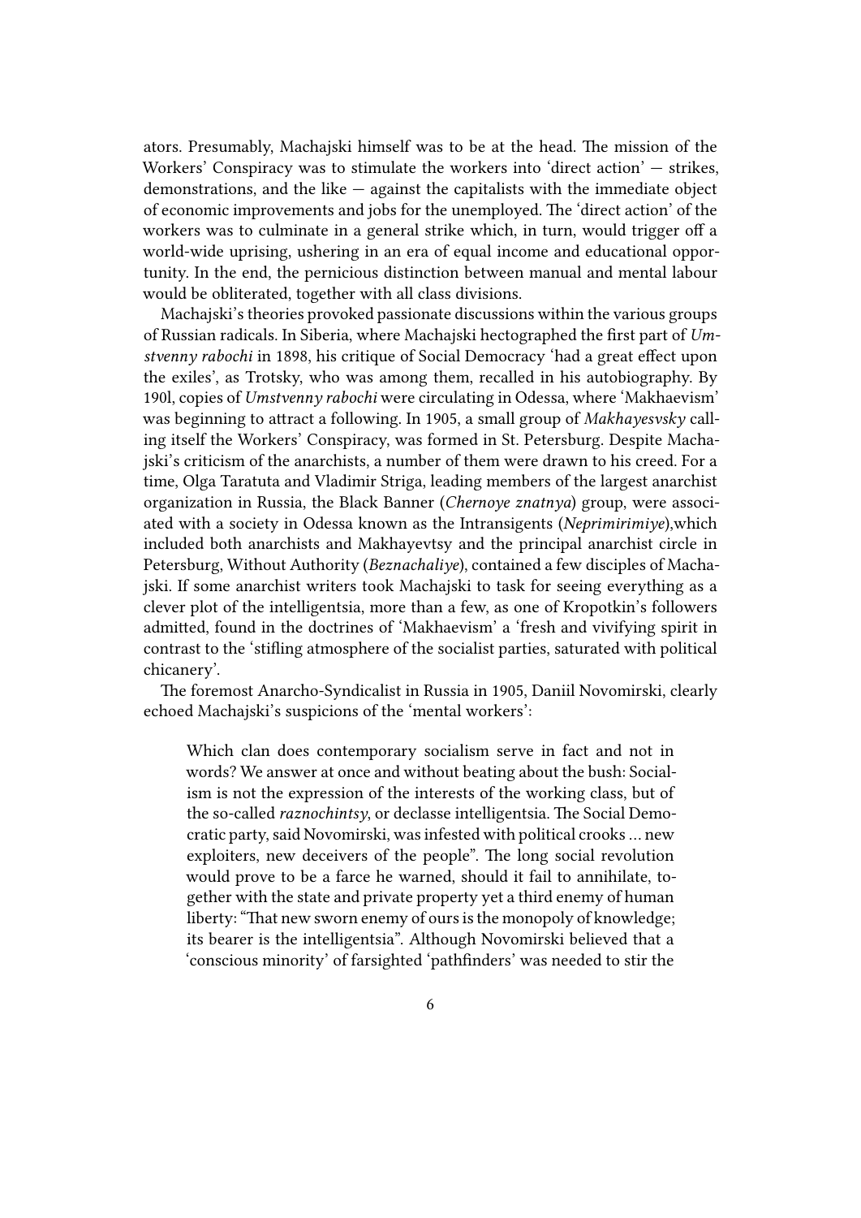ators. Presumably, Machajski himself was to be at the head. The mission of the Workers' Conspiracy was to stimulate the workers into 'direct action' — strikes, demonstrations, and the like — against the capitalists with the immediate object of economic improvements and jobs for the unemployed. The 'direct action' of the workers was to culminate in a general strike which, in turn, would trigger off a world-wide uprising, ushering in an era of equal income and educational opportunity. In the end, the pernicious distinction between manual and mental labour would be obliterated, together with all class divisions.

Machajski's theories provoked passionate discussions within the various groups of Russian radicals. In Siberia, where Machajski hectographed the first part of *Umstvenny rabochi* in 1898, his critique of Social Democracy 'had a great effect upon the exiles', as Trotsky, who was among them, recalled in his autobiography. By 190l, copies of *Umstvenny rabochi* were circulating in Odessa, where 'Makhaevism' was beginning to attract a following. In 1905, a small group of *Makhayesvsky* calling itself the Workers' Conspiracy, was formed in St. Petersburg. Despite Machajski's criticism of the anarchists, a number of them were drawn to his creed. For a time, Olga Taratuta and Vladimir Striga, leading members of the largest anarchist organization in Russia, the Black Banner (*Chernoye znatnya*) group, were associated with a society in Odessa known as the Intransigents (*Neprimirimiye*),which included both anarchists and Makhayevtsy and the principal anarchist circle in Petersburg, Without Authority (*Beznachaliye*), contained a few disciples of Machajski. If some anarchist writers took Machajski to task for seeing everything as a clever plot of the intelligentsia, more than a few, as one of Kropotkin's followers admitted, found in the doctrines of 'Makhaevism' a 'fresh and vivifying spirit in contrast to the 'stifling atmosphere of the socialist parties, saturated with political chicanery'.

The foremost Anarcho-Syndicalist in Russia in 1905, Daniil Novomirski, clearly echoed Machajski's suspicions of the 'mental workers':

> Which clan does contemporary socialism serve in fact and not in words? We answer at once and without beating about the bush: Socialism is not the expression of the interests of the working class, but of the so-called *raznochintsy*, or declasse intelligentsia. The Social Democratic party, said Novomirski, was infested with political crooks … new exploiters, new deceivers of the people". The long social revolution would prove to be a farce he warned, should it fail to annihilate, together with the state and private property yet a third enemy of human liberty: "That new sworn enemy of ours is the monopoly of knowledge; its bearer is the intelligentsia". Although Novomirski believed that a 'conscious minority' of farsighted 'pathfinders' was needed to stir the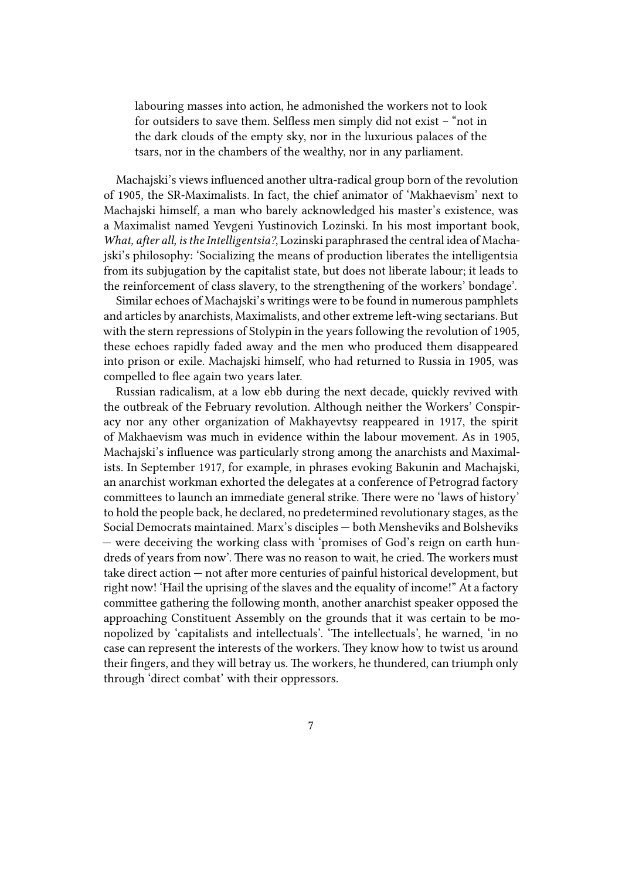> labouring masses into action, he admonished the workers not to look for outsiders to save them. Selfless men simply did not exist – "not in the dark clouds of the empty sky, nor in the luxurious palaces of the tsars, nor in the chambers of the wealthy, nor in any parliament.

Machajski's views influenced another ultra-radical group born of the revolution of 1905, the SR-Maximalists. In fact, the chief animator of 'Makhaevism' next to Machajski himself, a man who barely acknowledged his master's existence, was a Maximalist named Yevgeni Yustinovich Lozinski. In his most important book, *What, after all, is the Intelligentsia?*, Lozinski paraphrased the central idea of Machajski's philosophy: 'Socializing the means of production liberates the intelligentsia from its subjugation by the capitalist state, but does not liberate labour; it leads to the reinforcement of class slavery, to the strengthening of the workers' bondage'.

Similar echoes of Machajski's writings were to be found in numerous pamphlets and articles by anarchists, Maximalists, and other extreme left-wing sectarians. But with the stern repressions of Stolypin in the years following the revolution of 1905, these echoes rapidly faded away and the men who produced them disappeared into prison or exile. Machajski himself, who had returned to Russia in 1905, was compelled to flee again two years later.

Russian radicalism, at a low ebb during the next decade, quickly revived with the outbreak of the February revolution. Although neither the Workers' Conspiracy nor any other organization of Makhayevtsy reappeared in 1917, the spirit of Makhaevism was much in evidence within the labour movement. As in 1905, Machajski's influence was particularly strong among the anarchists and Maximalists. In September 1917, for example, in phrases evoking Bakunin and Machajski, an anarchist workman exhorted the delegates at a conference of Petrograd factory committees to launch an immediate general strike. There were no 'laws of history' to hold the people back, he declared, no predetermined revolutionary stages, as the Social Democrats maintained. Marx's disciples — both Mensheviks and Bolsheviks — were deceiving the working class with 'promises of God's reign on earth hundreds of years from now'. There was no reason to wait, he cried. The workers must take direct action — not after more centuries of painful historical development, but right now! 'Hail the uprising of the slaves and the equality of income!" At a factory committee gathering the following month, another anarchist speaker opposed the approaching Constituent Assembly on the grounds that it was certain to be monopolized by 'capitalists and intellectuals'. 'The intellectuals', he warned, 'in no case can represent the interests of the workers. They know how to twist us around their fingers, and they will betray us. The workers, he thundered, can triumph only through 'direct combat' with their oppressors.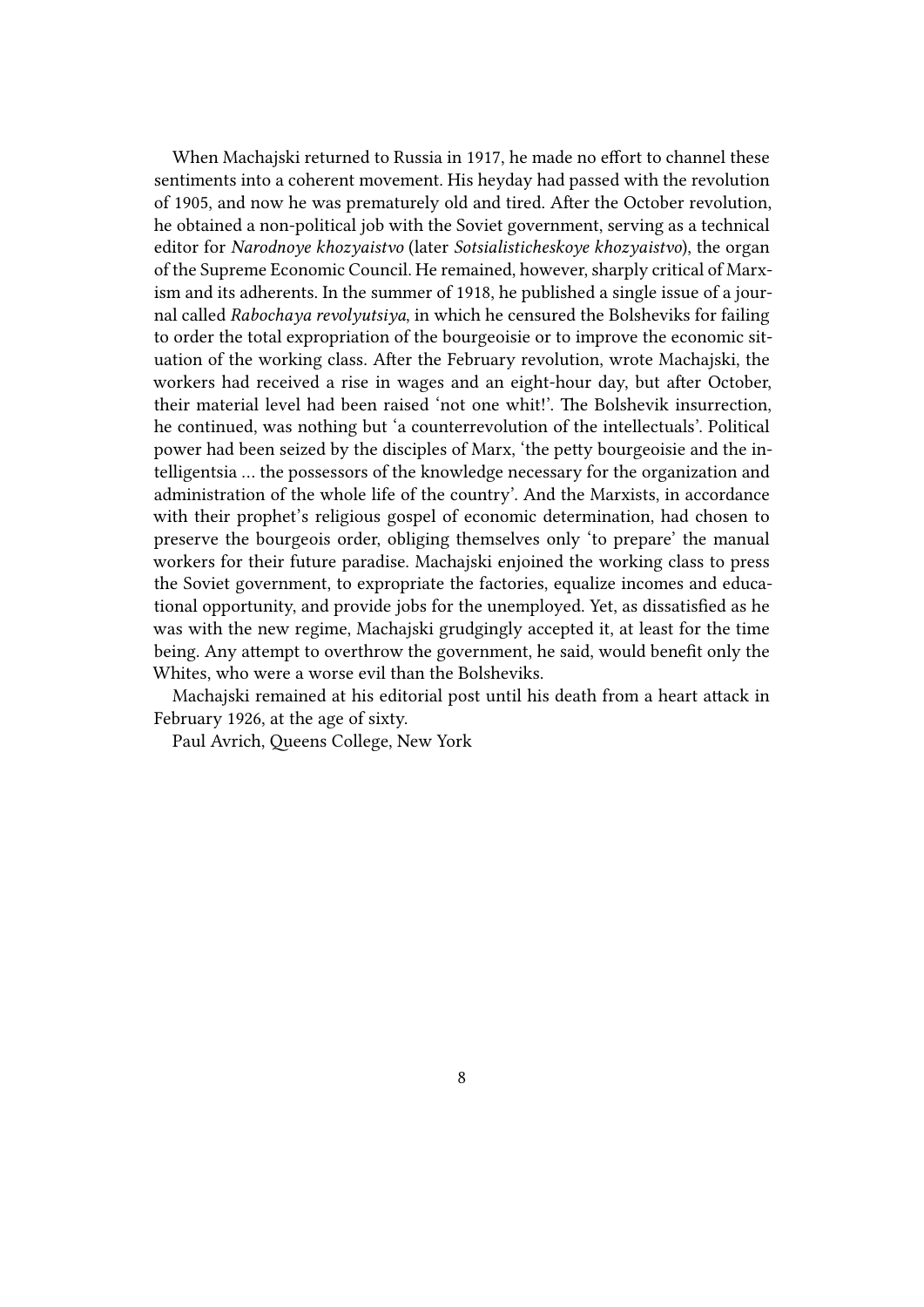When Machajski returned to Russia in 1917, he made no effort to channel these sentiments into a coherent movement. His heyday had passed with the revolution of 1905, and now he was prematurely old and tired. After the October revolution, he obtained a non-political job with the Soviet government, serving as a technical editor for *Narodnoye khozyaistvo* (later *Sotsialisticheskoye khozyaistvo*), the organ of the Supreme Economic Council. He remained, however, sharply critical of Marxism and its adherents. In the summer of 1918, he published a single issue of a journal called *Rabochaya revolyutsiya*, in which he censured the Bolsheviks for failing to order the total expropriation of the bourgeoisie or to improve the economic situation of the working class. After the February revolution, wrote Machajski, the workers had received a rise in wages and an eight-hour day, but after October, their material level had been raised 'not one whit!'. The Bolshevik insurrection, he continued, was nothing but 'a counterrevolution of the intellectuals'. Political power had been seized by the disciples of Marx, 'the petty bourgeoisie and the intelligentsia … the possessors of the knowledge necessary for the organization and administration of the whole life of the country'. And the Marxists, in accordance with their prophet's religious gospel of economic determination, had chosen to preserve the bourgeois order, obliging themselves only 'to prepare' the manual workers for their future paradise. Machajski enjoined the working class to press the Soviet government, to expropriate the factories, equalize incomes and educational opportunity, and provide jobs for the unemployed. Yet, as dissatisfied as he was with the new regime, Machajski grudgingly accepted it, at least for the time being. Any attempt to overthrow the government, he said, would benefit only the Whites, who were a worse evil than the Bolsheviks.

Machajski remained at his editorial post until his death from a heart attack in February 1926, at the age of sixty.

Paul Avrich, Queens College, New York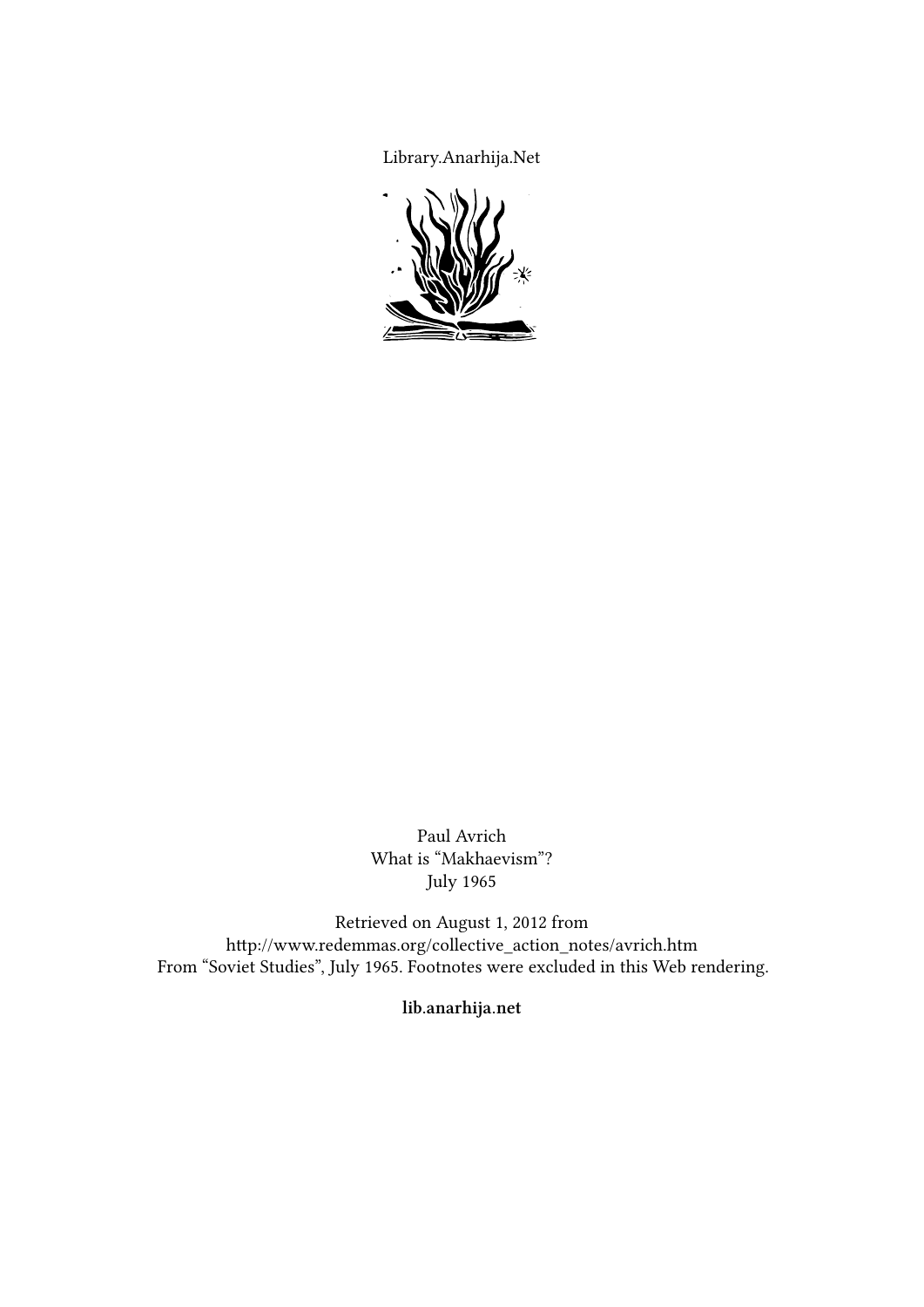Library.Anarhija.Net

Paul Avrich
What is “Makhaevism”?
July 1965

Retrieved on August 1, 2012 from
http://www.redemmas.org/collective_action_notes/avrich.htm
From “Soviet Studies”, July 1965. Footnotes were excluded in this Web rendering.

**lib.anarhija.net**